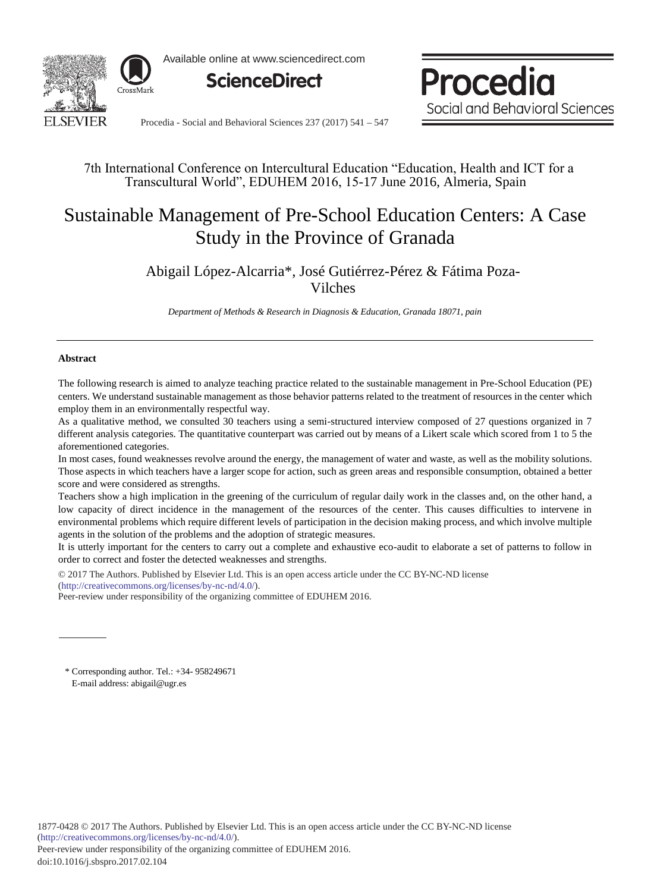7th International Conference on Intercultural Education "Education, Health and ICT for a Transcultural World", EDUHEM 2016, 15-17 June 2016, Almeria, Spain

# Sustainable Management of Pre-School Education Centers: A Case Study in the Province of Granada

Abigail López-Alcarria*, José Gutiérrez-Pérez & Fátima Poza-Vilches

*Department of Methods & Research in Diagnosis & Education, Granada 18071, pain*

## Abstract

The following research is aimed to analyze teaching practice related to the sustainable management in Pre-School Education (PE) centers. We understand sustainable management as those behavior patterns related to the treatment of resources in the center which employ them in an environmentally respectful way.

As a qualitative method, we consulted 30 teachers using a semi-structured interview composed of 27 questions organized in 7 different analysis categories. The quantitative counterpart was carried out by means of a Likert scale which scored from 1 to 5 the aforementioned categories.

In most cases, found weaknesses revolve around the energy, the management of water and waste, as well as the mobility solutions. Those aspects in which teachers have a larger scope for action, such as green areas and responsible consumption, obtained a better score and were considered as strengths.

Teachers show a high implication in the greening of the curriculum of regular daily work in the classes and, on the other hand, a low capacity of direct incidence in the management of the resources of the center. This causes difficulties to intervene in environmental problems which require different levels of participation in the decision making process, and which involve multiple agents in the solution of the problems and the adoption of strategic measures.

It is utterly important for the centers to carry out a complete and exhaustive eco-audit to elaborate a set of patterns to follow in order to correct and foster the detected weaknesses and strengths.

© 2017 The Authors. Published by Elsevier Ltd. This is an open access article under the CC BY-NC-ND license (http://creativecommons.org/licenses/by-nc-nd/4.0/).

Peer-review under responsibility of the organizing committee of EDUHEM 2016.

\* Corresponding author. Tel.: +34- 958249671
E-mail address: abigail@ugr.es

1877-0428 © 2017 The Authors. Published by Elsevier Ltd. This is an open access article under the CC BY-NC-ND license (http://creativecommons.org/licenses/by-nc-nd/4.0/).
Peer-review under responsibility of the organizing committee of EDUHEM 2016.
doi:10.1016/j.sbspro.2017.02.104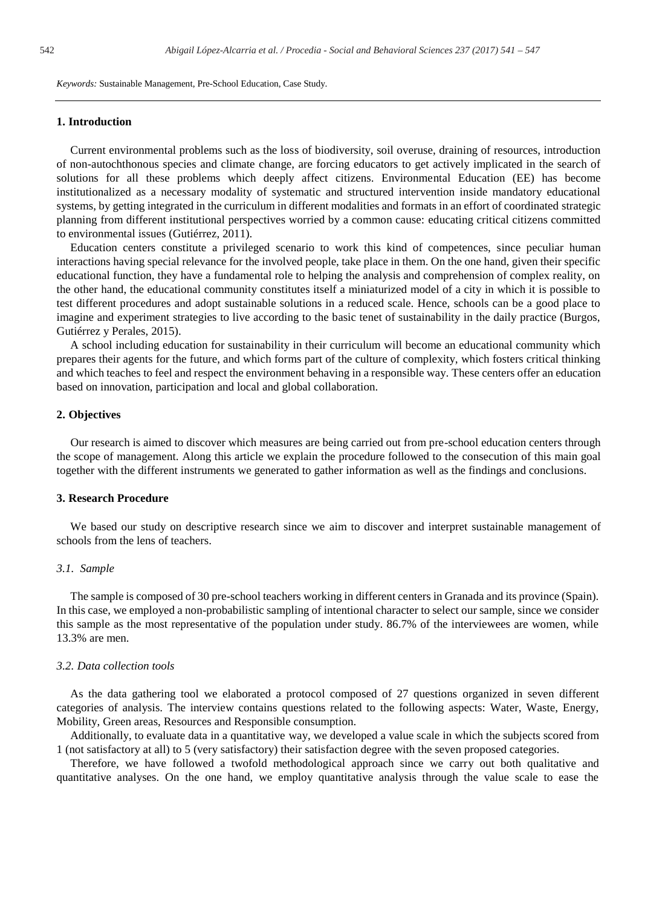*Keywords:* Sustainable Management, Pre-School Education, Case Study.

## 1. Introduction

Current environmental problems such as the loss of biodiversity, soil overuse, draining of resources, introduction of non-autochthonous species and climate change, are forcing educators to get actively implicated in the search of solutions for all these problems which deeply affect citizens. Environmental Education (EE) has become institutionalized as a necessary modality of systematic and structured intervention inside mandatory educational systems, by getting integrated in the curriculum in different modalities and formats in an effort of coordinated strategic planning from different institutional perspectives worried by a common cause: educating critical citizens committed to environmental issues (Gutiérrez, 2011).

Education centers constitute a privileged scenario to work this kind of competences, since peculiar human interactions having special relevance for the involved people, take place in them. On the one hand, given their specific educational function, they have a fundamental role to helping the analysis and comprehension of complex reality, on the other hand, the educational community constitutes itself a miniaturized model of a city in which it is possible to test different procedures and adopt sustainable solutions in a reduced scale. Hence, schools can be a good place to imagine and experiment strategies to live according to the basic tenet of sustainability in the daily practice (Burgos, Gutiérrez y Perales, 2015).

A school including education for sustainability in their curriculum will become an educational community which prepares their agents for the future, and which forms part of the culture of complexity, which fosters critical thinking and which teaches to feel and respect the environment behaving in a responsible way. These centers offer an education based on innovation, participation and local and global collaboration.

## 2. Objectives

Our research is aimed to discover which measures are being carried out from pre-school education centers through the scope of management. Along this article we explain the procedure followed to the consecution of this main goal together with the different instruments we generated to gather information as well as the findings and conclusions.

## 3. Research Procedure

We based our study on descriptive research since we aim to discover and interpret sustainable management of schools from the lens of teachers.

### *3.1. Sample*

The sample is composed of 30 pre-school teachers working in different centers in Granada and its province (Spain). In this case, we employed a non-probabilistic sampling of intentional character to select our sample, since we consider this sample as the most representative of the population under study. 86.7% of the interviewees are women, while 13.3% are men.

### *3.2. Data collection tools*

As the data gathering tool we elaborated a protocol composed of 27 questions organized in seven different categories of analysis. The interview contains questions related to the following aspects: Water, Waste, Energy, Mobility, Green areas, Resources and Responsible consumption.

Additionally, to evaluate data in a quantitative way, we developed a value scale in which the subjects scored from 1 (not satisfactory at all) to 5 (very satisfactory) their satisfaction degree with the seven proposed categories.

Therefore, we have followed a twofold methodological approach since we carry out both qualitative and quantitative analyses. On the one hand, we employ quantitative analysis through the value scale to ease the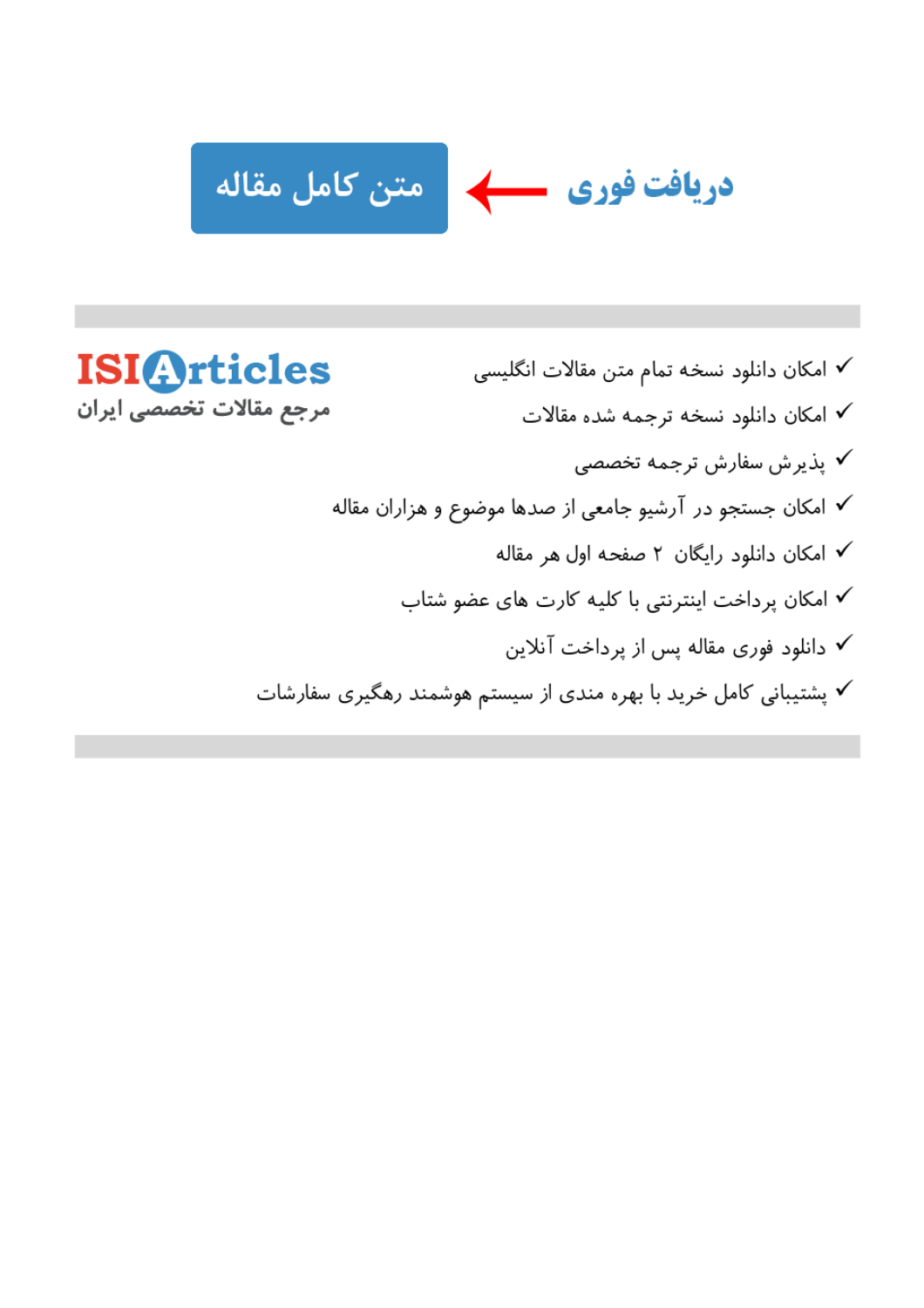دریافت فوری ← **متن کامل مقاله**

**ISIArticles**
مرجع مقالات تخصصی ایران

- ✓ امکان دانلود نسخه تمام متن مقالات انگلیسی
- ✓ امکان دانلود نسخه ترجمه شده مقالات
- ✓ پذیرش سفارش ترجمه تخصصی
- ✓ امکان جستجو در آرشیو جامعی از صدها موضوع و هزاران مقاله
- ✓ امکان دانلود رایگان ۲ صفحه اول هر مقاله
- ✓ امکان پرداخت اینترنتی با کلیه کارت های عضو شتاب
- ✓ دانلود فوری مقاله پس از پرداخت آنلاین
- ✓ پشتیبانی کامل خرید با بهره مندی از سیستم هوشمند رهگیری سفارشات